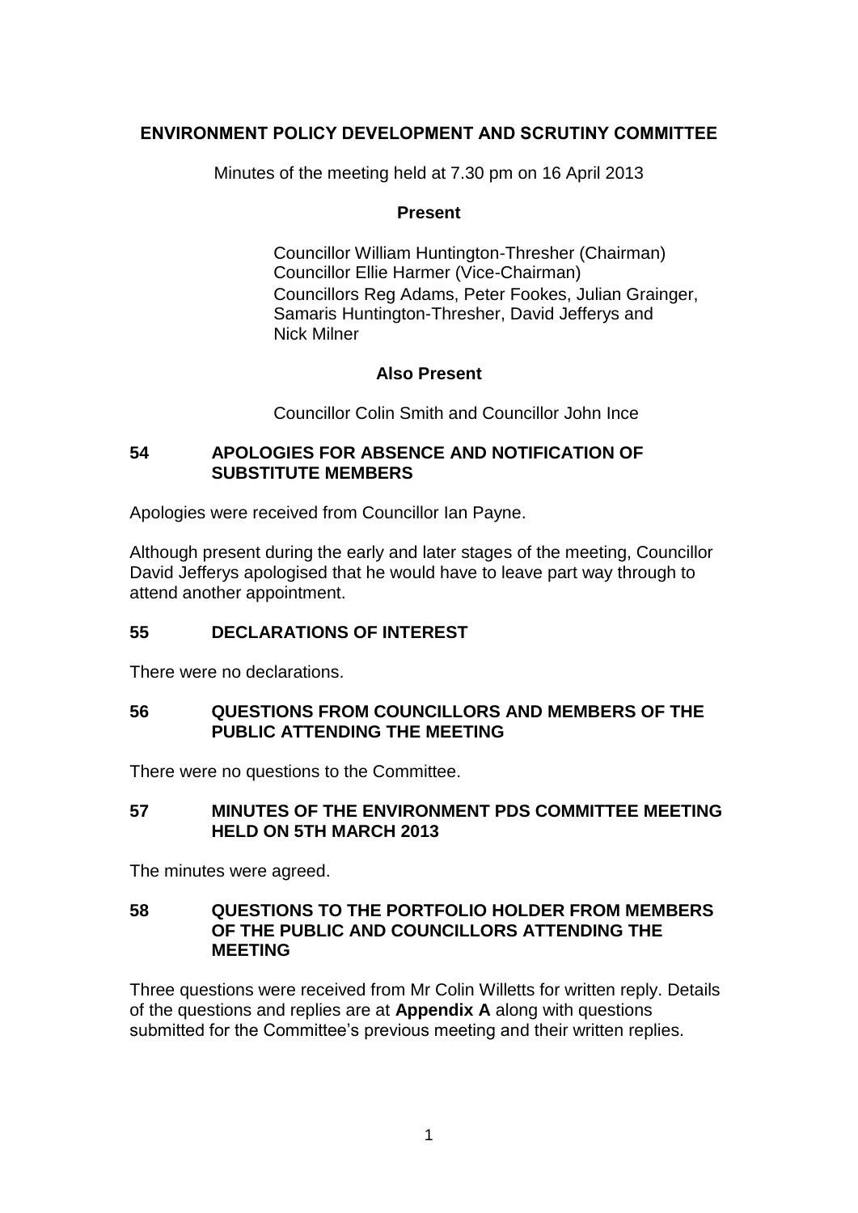# ENVIRONMENT POLICY DEVELOPMENT AND SCRUTINY COMMITTEE

Minutes of the meeting held at 7.30 pm on 16 April 2013

**Present**

Councillor William Huntington-Thresher (Chairman)
Councillor Ellie Harmer (Vice-Chairman)
Councillors Reg Adams, Peter Fookes, Julian Grainger, Samaris Huntington-Thresher, David Jefferys and Nick Milner

**Also Present**

Councillor Colin Smith and Councillor John Ince

## 54 APOLOGIES FOR ABSENCE AND NOTIFICATION OF SUBSTITUTE MEMBERS

Apologies were received from Councillor Ian Payne.

Although present during the early and later stages of the meeting, Councillor David Jefferys apologised that he would have to leave part way through to attend another appointment.

## 55 DECLARATIONS OF INTEREST

There were no declarations.

## 56 QUESTIONS FROM COUNCILLORS AND MEMBERS OF THE PUBLIC ATTENDING THE MEETING

There were no questions to the Committee.

## 57 MINUTES OF THE ENVIRONMENT PDS COMMITTEE MEETING HELD ON 5TH MARCH 2013

The minutes were agreed.

## 58 QUESTIONS TO THE PORTFOLIO HOLDER FROM MEMBERS OF THE PUBLIC AND COUNCILLORS ATTENDING THE MEETING

Three questions were received from Mr Colin Willetts for written reply. Details of the questions and replies are at **Appendix A** along with questions submitted for the Committee's previous meeting and their written replies.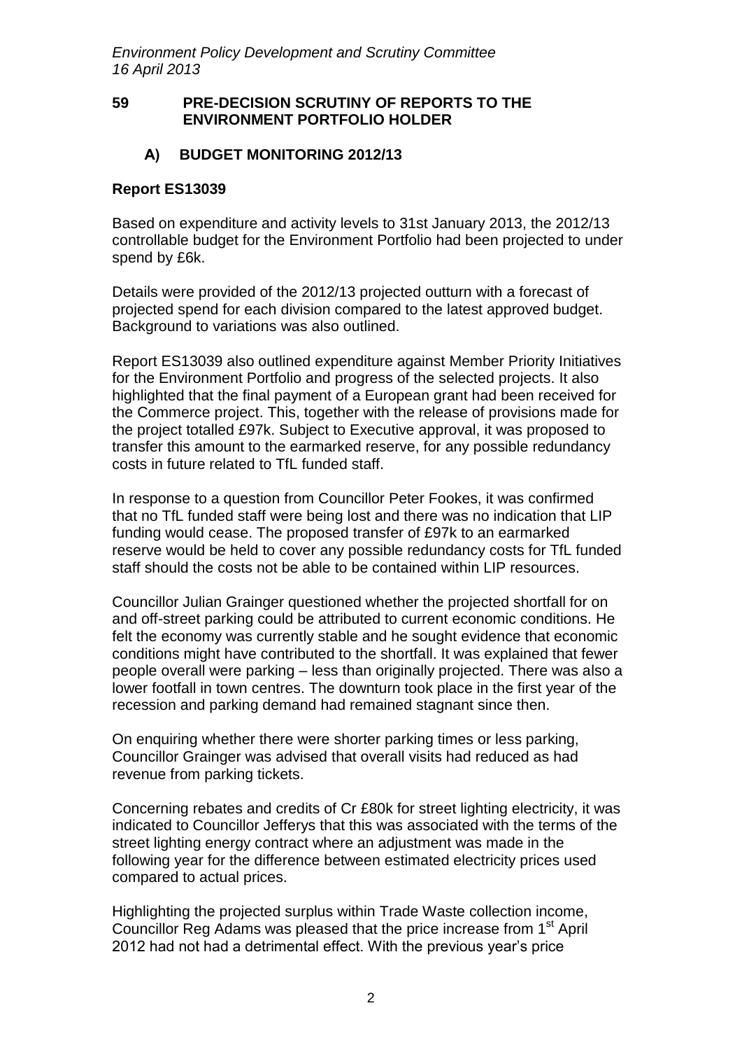## 59 PRE-DECISION SCRUTINY OF REPORTS TO THE ENVIRONMENT PORTFOLIO HOLDER

### A) BUDGET MONITORING 2012/13

**Report ES13039**

Based on expenditure and activity levels to 31st January 2013, the 2012/13 controllable budget for the Environment Portfolio had been projected to under spend by £6k.

Details were provided of the 2012/13 projected outturn with a forecast of projected spend for each division compared to the latest approved budget. Background to variations was also outlined.

Report ES13039 also outlined expenditure against Member Priority Initiatives for the Environment Portfolio and progress of the selected projects. It also highlighted that the final payment of a European grant had been received for the Commerce project. This, together with the release of provisions made for the project totalled £97k. Subject to Executive approval, it was proposed to transfer this amount to the earmarked reserve, for any possible redundancy costs in future related to TfL funded staff.

In response to a question from Councillor Peter Fookes, it was confirmed that no TfL funded staff were being lost and there was no indication that LIP funding would cease. The proposed transfer of £97k to an earmarked reserve would be held to cover any possible redundancy costs for TfL funded staff should the costs not be able to be contained within LIP resources.

Councillor Julian Grainger questioned whether the projected shortfall for on and off-street parking could be attributed to current economic conditions. He felt the economy was currently stable and he sought evidence that economic conditions might have contributed to the shortfall. It was explained that fewer people overall were parking – less than originally projected. There was also a lower footfall in town centres. The downturn took place in the first year of the recession and parking demand had remained stagnant since then.

On enquiring whether there were shorter parking times or less parking, Councillor Grainger was advised that overall visits had reduced as had revenue from parking tickets.

Concerning rebates and credits of Cr £80k for street lighting electricity, it was indicated to Councillor Jefferys that this was associated with the terms of the street lighting energy contract where an adjustment was made in the following year for the difference between estimated electricity prices used compared to actual prices.

Highlighting the projected surplus within Trade Waste collection income, Councillor Reg Adams was pleased that the price increase from 1st April 2012 had not had a detrimental effect. With the previous year's price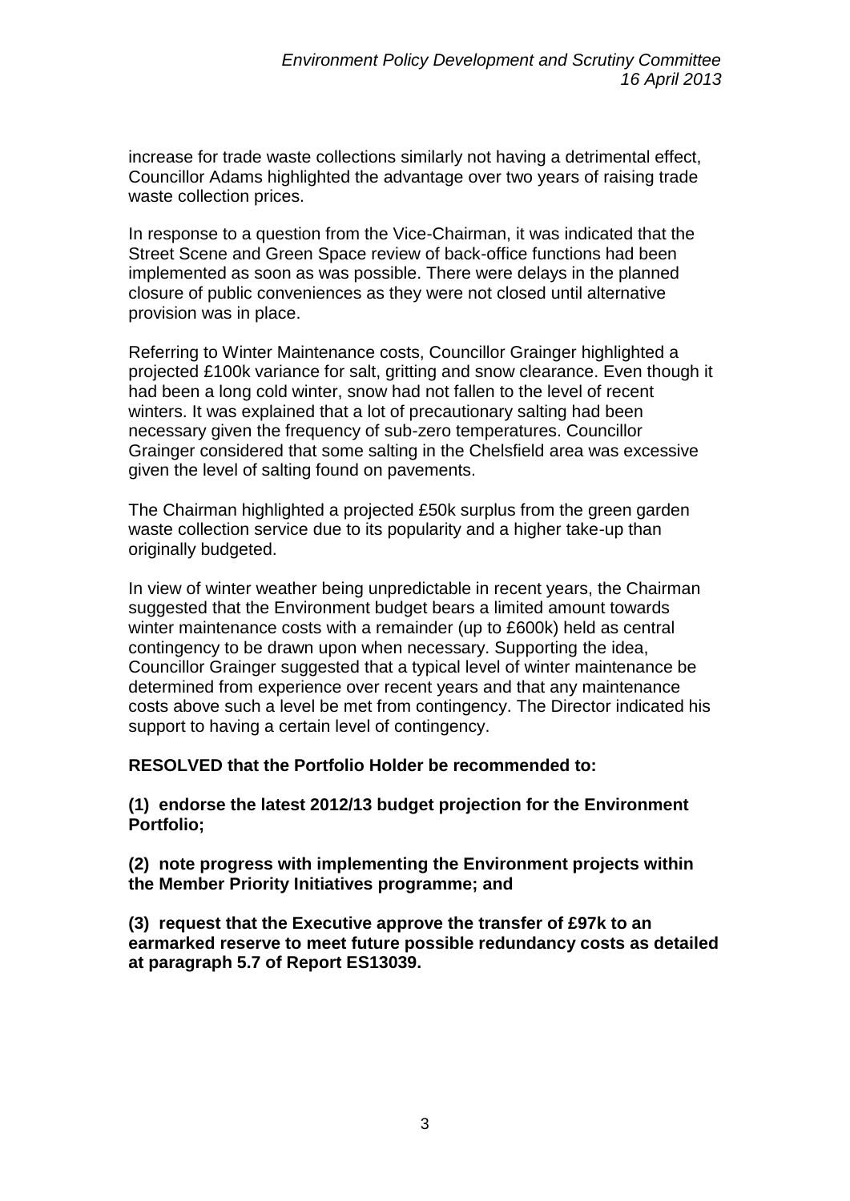increase for trade waste collections similarly not having a detrimental effect, Councillor Adams highlighted the advantage over two years of raising trade waste collection prices.

In response to a question from the Vice-Chairman, it was indicated that the Street Scene and Green Space review of back-office functions had been implemented as soon as was possible. There were delays in the planned closure of public conveniences as they were not closed until alternative provision was in place.

Referring to Winter Maintenance costs, Councillor Grainger highlighted a projected £100k variance for salt, gritting and snow clearance. Even though it had been a long cold winter, snow had not fallen to the level of recent winters. It was explained that a lot of precautionary salting had been necessary given the frequency of sub-zero temperatures. Councillor Grainger considered that some salting in the Chelsfield area was excessive given the level of salting found on pavements.

The Chairman highlighted a projected £50k surplus from the green garden waste collection service due to its popularity and a higher take-up than originally budgeted.

In view of winter weather being unpredictable in recent years, the Chairman suggested that the Environment budget bears a limited amount towards winter maintenance costs with a remainder (up to £600k) held as central contingency to be drawn upon when necessary. Supporting the idea, Councillor Grainger suggested that a typical level of winter maintenance be determined from experience over recent years and that any maintenance costs above such a level be met from contingency. The Director indicated his support to having a certain level of contingency.

**RESOLVED that the Portfolio Holder be recommended to:**

**(1) endorse the latest 2012/13 budget projection for the Environment Portfolio;**

**(2) note progress with implementing the Environment projects within the Member Priority Initiatives programme; and**

**(3) request that the Executive approve the transfer of £97k to an earmarked reserve to meet future possible redundancy costs as detailed at paragraph 5.7 of Report ES13039.**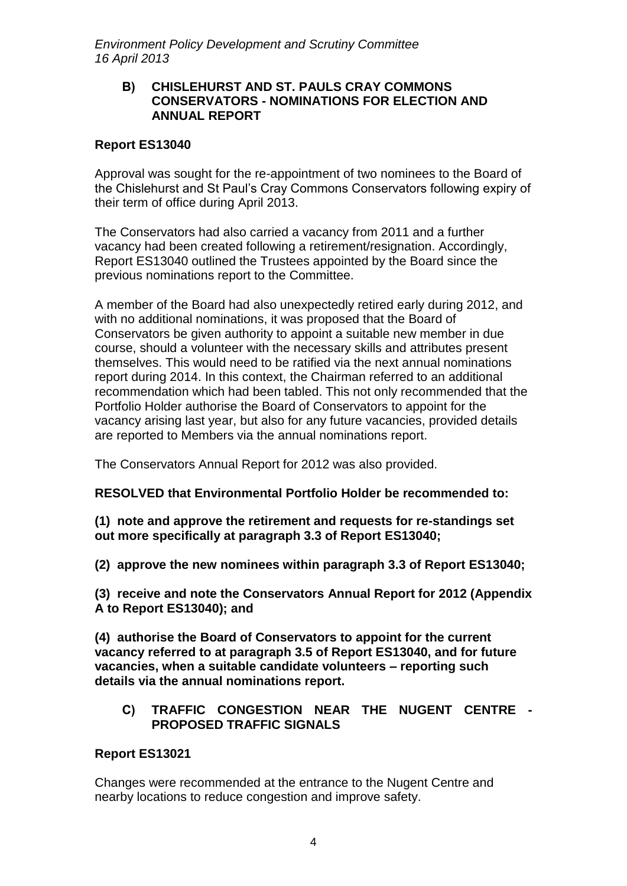### B) CHISLEHURST AND ST. PAULS CRAY COMMONS CONSERVATORS - NOMINATIONS FOR ELECTION AND ANNUAL REPORT

**Report ES13040**

Approval was sought for the re-appointment of two nominees to the Board of the Chislehurst and St Paul's Cray Commons Conservators following expiry of their term of office during April 2013.

The Conservators had also carried a vacancy from 2011 and a further vacancy had been created following a retirement/resignation. Accordingly, Report ES13040 outlined the Trustees appointed by the Board since the previous nominations report to the Committee.

A member of the Board had also unexpectedly retired early during 2012, and with no additional nominations, it was proposed that the Board of Conservators be given authority to appoint a suitable new member in due course, should a volunteer with the necessary skills and attributes present themselves. This would need to be ratified via the next annual nominations report during 2014. In this context, the Chairman referred to an additional recommendation which had been tabled. This not only recommended that the Portfolio Holder authorise the Board of Conservators to appoint for the vacancy arising last year, but also for any future vacancies, provided details are reported to Members via the annual nominations report.

The Conservators Annual Report for 2012 was also provided.

**RESOLVED that Environmental Portfolio Holder be recommended to:**

**(1) note and approve the retirement and requests for re-standings set out more specifically at paragraph 3.3 of Report ES13040;**

**(2) approve the new nominees within paragraph 3.3 of Report ES13040;**

**(3) receive and note the Conservators Annual Report for 2012 (Appendix A to Report ES13040); and**

**(4) authorise the Board of Conservators to appoint for the current vacancy referred to at paragraph 3.5 of Report ES13040, and for future vacancies, when a suitable candidate volunteers – reporting such details via the annual nominations report.**

### C) TRAFFIC CONGESTION NEAR THE NUGENT CENTRE - PROPOSED TRAFFIC SIGNALS

**Report ES13021**

Changes were recommended at the entrance to the Nugent Centre and nearby locations to reduce congestion and improve safety.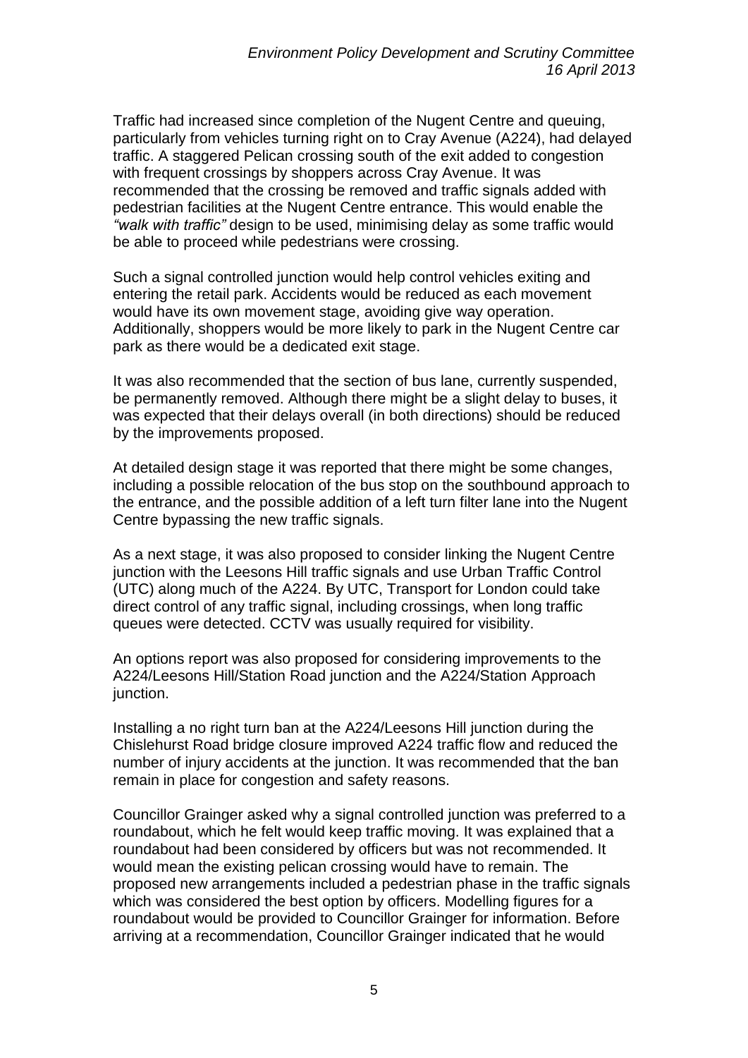Traffic had increased since completion of the Nugent Centre and queuing, particularly from vehicles turning right on to Cray Avenue (A224), had delayed traffic. A staggered Pelican crossing south of the exit added to congestion with frequent crossings by shoppers across Cray Avenue. It was recommended that the crossing be removed and traffic signals added with pedestrian facilities at the Nugent Centre entrance. This would enable the *"walk with traffic"* design to be used, minimising delay as some traffic would be able to proceed while pedestrians were crossing.

Such a signal controlled junction would help control vehicles exiting and entering the retail park. Accidents would be reduced as each movement would have its own movement stage, avoiding give way operation. Additionally, shoppers would be more likely to park in the Nugent Centre car park as there would be a dedicated exit stage.

It was also recommended that the section of bus lane, currently suspended, be permanently removed. Although there might be a slight delay to buses, it was expected that their delays overall (in both directions) should be reduced by the improvements proposed.

At detailed design stage it was reported that there might be some changes, including a possible relocation of the bus stop on the southbound approach to the entrance, and the possible addition of a left turn filter lane into the Nugent Centre bypassing the new traffic signals.

As a next stage, it was also proposed to consider linking the Nugent Centre junction with the Leesons Hill traffic signals and use Urban Traffic Control (UTC) along much of the A224. By UTC, Transport for London could take direct control of any traffic signal, including crossings, when long traffic queues were detected. CCTV was usually required for visibility.

An options report was also proposed for considering improvements to the A224/Leesons Hill/Station Road junction and the A224/Station Approach junction.

Installing a no right turn ban at the A224/Leesons Hill junction during the Chislehurst Road bridge closure improved A224 traffic flow and reduced the number of injury accidents at the junction. It was recommended that the ban remain in place for congestion and safety reasons.

Councillor Grainger asked why a signal controlled junction was preferred to a roundabout, which he felt would keep traffic moving. It was explained that a roundabout had been considered by officers but was not recommended. It would mean the existing pelican crossing would have to remain. The proposed new arrangements included a pedestrian phase in the traffic signals which was considered the best option by officers. Modelling figures for a roundabout would be provided to Councillor Grainger for information. Before arriving at a recommendation, Councillor Grainger indicated that he would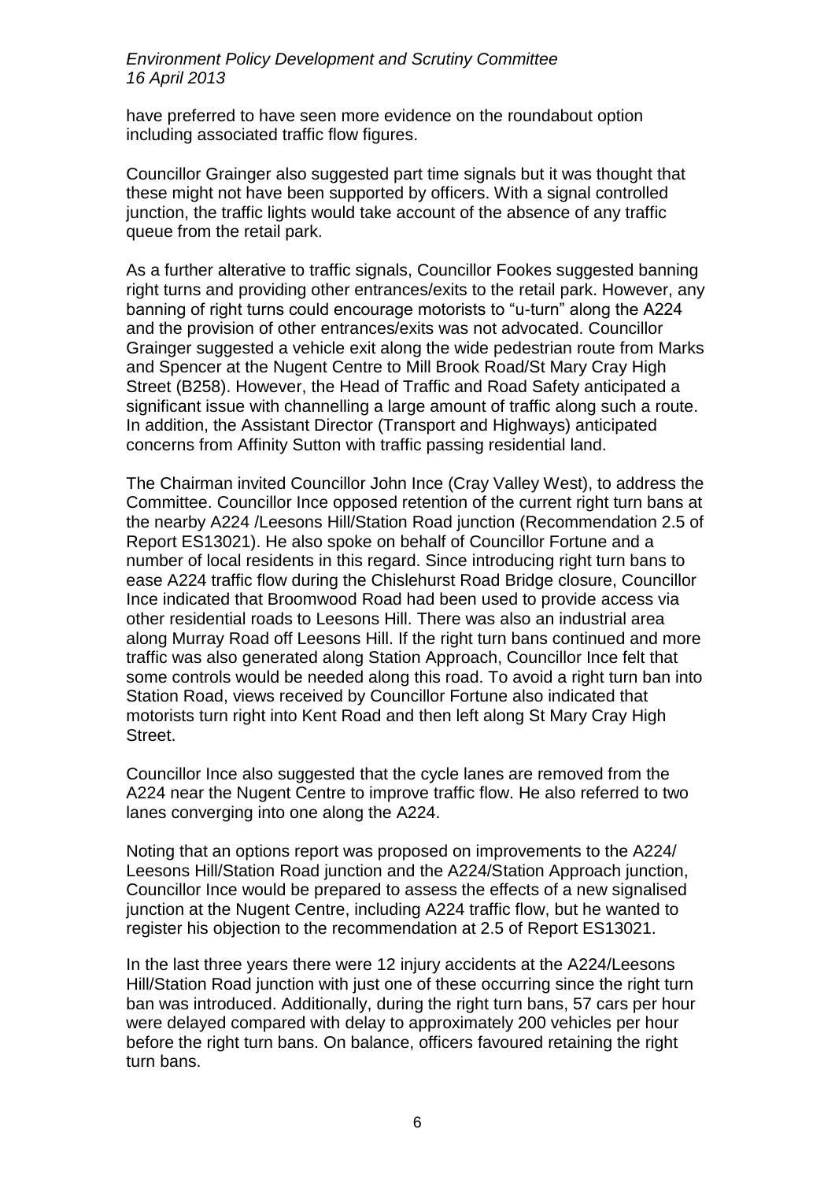have preferred to have seen more evidence on the roundabout option including associated traffic flow figures.

Councillor Grainger also suggested part time signals but it was thought that these might not have been supported by officers. With a signal controlled junction, the traffic lights would take account of the absence of any traffic queue from the retail park.

As a further alterative to traffic signals, Councillor Fookes suggested banning right turns and providing other entrances/exits to the retail park. However, any banning of right turns could encourage motorists to "u-turn" along the A224 and the provision of other entrances/exits was not advocated. Councillor Grainger suggested a vehicle exit along the wide pedestrian route from Marks and Spencer at the Nugent Centre to Mill Brook Road/St Mary Cray High Street (B258). However, the Head of Traffic and Road Safety anticipated a significant issue with channelling a large amount of traffic along such a route. In addition, the Assistant Director (Transport and Highways) anticipated concerns from Affinity Sutton with traffic passing residential land.

The Chairman invited Councillor John Ince (Cray Valley West), to address the Committee. Councillor Ince opposed retention of the current right turn bans at the nearby A224 /Leesons Hill/Station Road junction (Recommendation 2.5 of Report ES13021). He also spoke on behalf of Councillor Fortune and a number of local residents in this regard. Since introducing right turn bans to ease A224 traffic flow during the Chislehurst Road Bridge closure, Councillor Ince indicated that Broomwood Road had been used to provide access via other residential roads to Leesons Hill. There was also an industrial area along Murray Road off Leesons Hill. If the right turn bans continued and more traffic was also generated along Station Approach, Councillor Ince felt that some controls would be needed along this road. To avoid a right turn ban into Station Road, views received by Councillor Fortune also indicated that motorists turn right into Kent Road and then left along St Mary Cray High Street.

Councillor Ince also suggested that the cycle lanes are removed from the A224 near the Nugent Centre to improve traffic flow. He also referred to two lanes converging into one along the A224.

Noting that an options report was proposed on improvements to the A224/ Leesons Hill/Station Road junction and the A224/Station Approach junction, Councillor Ince would be prepared to assess the effects of a new signalised junction at the Nugent Centre, including A224 traffic flow, but he wanted to register his objection to the recommendation at 2.5 of Report ES13021.

In the last three years there were 12 injury accidents at the A224/Leesons Hill/Station Road junction with just one of these occurring since the right turn ban was introduced. Additionally, during the right turn bans, 57 cars per hour were delayed compared with delay to approximately 200 vehicles per hour before the right turn bans. On balance, officers favoured retaining the right turn bans.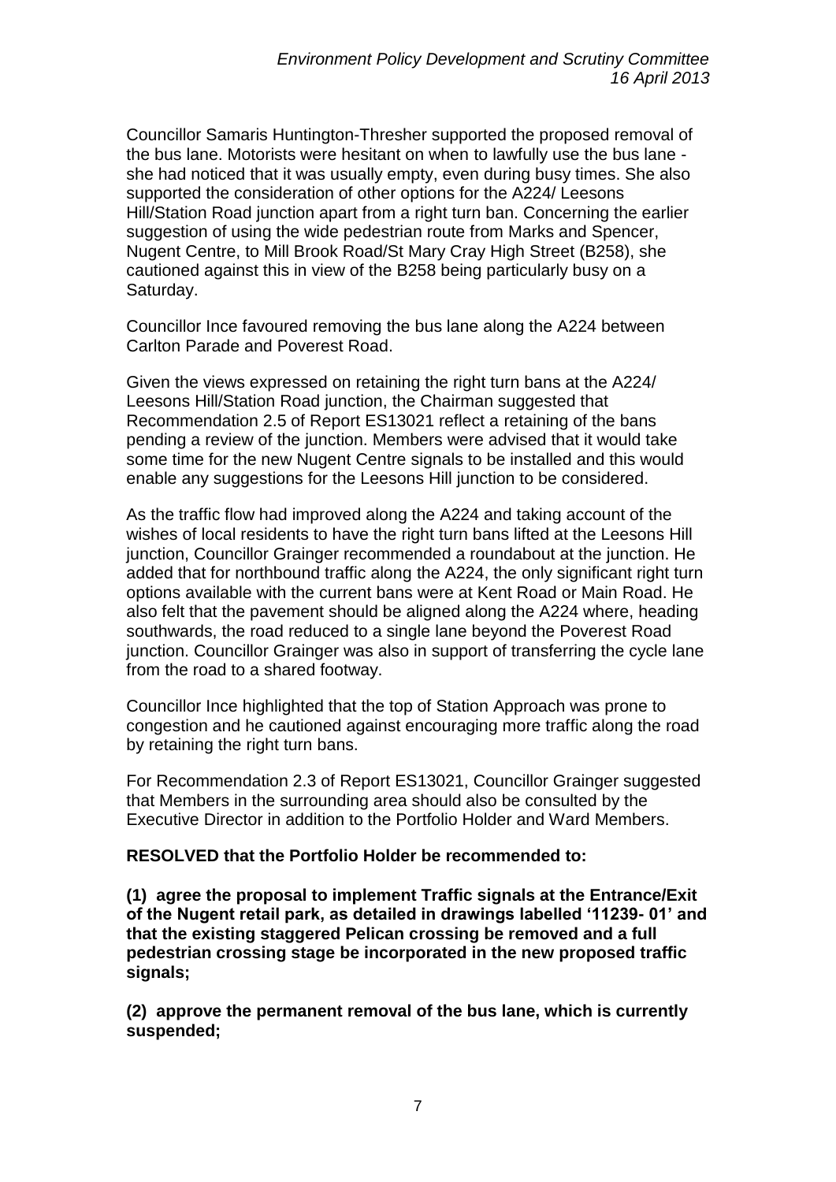Councillor Samaris Huntington-Thresher supported the proposed removal of the bus lane. Motorists were hesitant on when to lawfully use the bus lane - she had noticed that it was usually empty, even during busy times. She also supported the consideration of other options for the A224/ Leesons Hill/Station Road junction apart from a right turn ban. Concerning the earlier suggestion of using the wide pedestrian route from Marks and Spencer, Nugent Centre, to Mill Brook Road/St Mary Cray High Street (B258), she cautioned against this in view of the B258 being particularly busy on a Saturday.

Councillor Ince favoured removing the bus lane along the A224 between Carlton Parade and Poverest Road.

Given the views expressed on retaining the right turn bans at the A224/ Leesons Hill/Station Road junction, the Chairman suggested that Recommendation 2.5 of Report ES13021 reflect a retaining of the bans pending a review of the junction. Members were advised that it would take some time for the new Nugent Centre signals to be installed and this would enable any suggestions for the Leesons Hill junction to be considered.

As the traffic flow had improved along the A224 and taking account of the wishes of local residents to have the right turn bans lifted at the Leesons Hill junction, Councillor Grainger recommended a roundabout at the junction. He added that for northbound traffic along the A224, the only significant right turn options available with the current bans were at Kent Road or Main Road. He also felt that the pavement should be aligned along the A224 where, heading southwards, the road reduced to a single lane beyond the Poverest Road junction. Councillor Grainger was also in support of transferring the cycle lane from the road to a shared footway.

Councillor Ince highlighted that the top of Station Approach was prone to congestion and he cautioned against encouraging more traffic along the road by retaining the right turn bans.

For Recommendation 2.3 of Report ES13021, Councillor Grainger suggested that Members in the surrounding area should also be consulted by the Executive Director in addition to the Portfolio Holder and Ward Members.

**RESOLVED that the Portfolio Holder be recommended to:**

**(1) agree the proposal to implement Traffic signals at the Entrance/Exit of the Nugent retail park, as detailed in drawings labelled '11239- 01' and that the existing staggered Pelican crossing be removed and a full pedestrian crossing stage be incorporated in the new proposed traffic signals;**

**(2) approve the permanent removal of the bus lane, which is currently suspended;**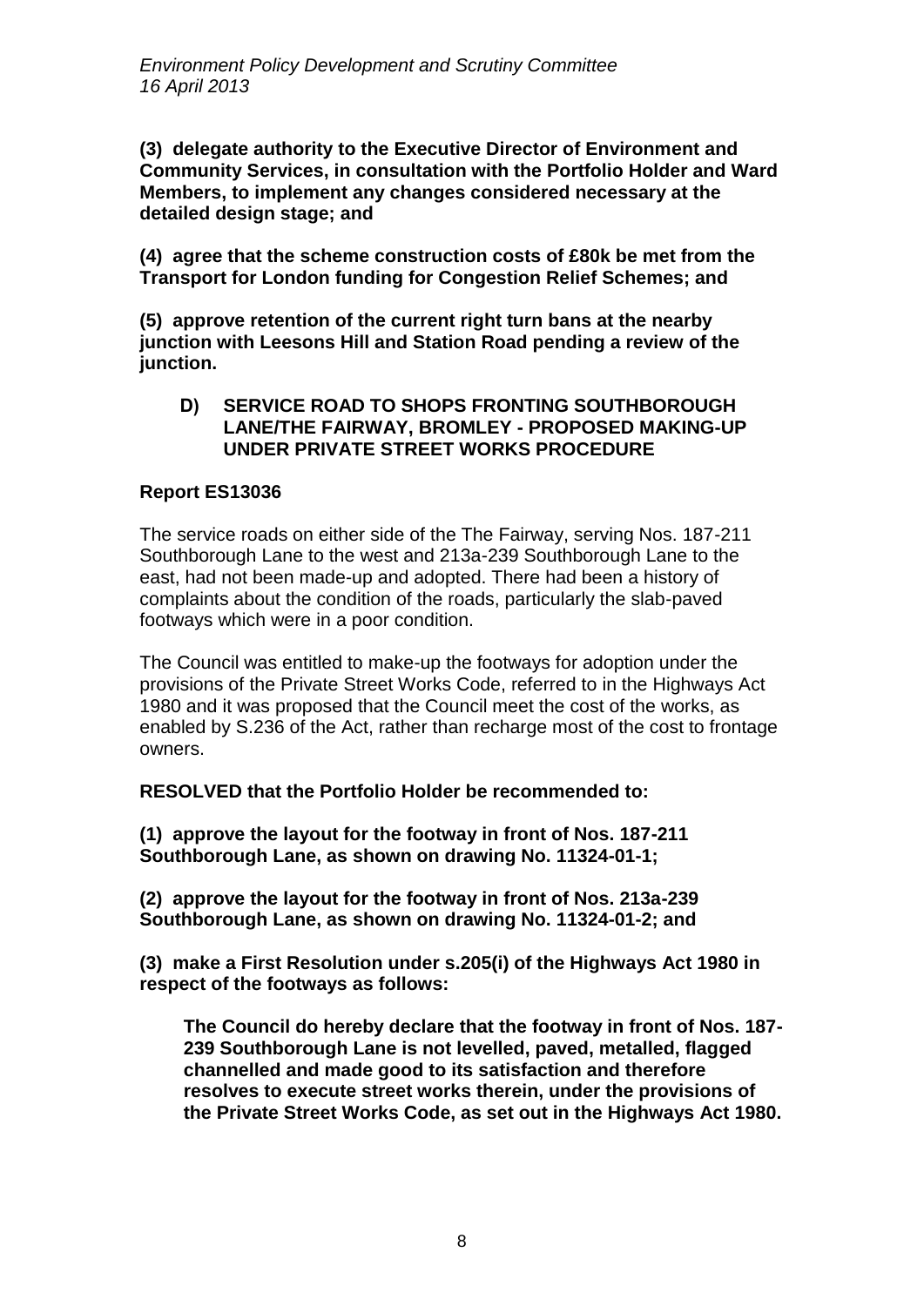**(3) delegate authority to the Executive Director of Environment and Community Services, in consultation with the Portfolio Holder and Ward Members, to implement any changes considered necessary at the detailed design stage; and**

**(4) agree that the scheme construction costs of £80k be met from the Transport for London funding for Congestion Relief Schemes; and**

**(5) approve retention of the current right turn bans at the nearby junction with Leesons Hill and Station Road pending a review of the junction.**

### D) SERVICE ROAD TO SHOPS FRONTING SOUTHBOROUGH LANE/THE FAIRWAY, BROMLEY - PROPOSED MAKING-UP UNDER PRIVATE STREET WORKS PROCEDURE

**Report ES13036**

The service roads on either side of the The Fairway, serving Nos. 187-211 Southborough Lane to the west and 213a-239 Southborough Lane to the east, had not been made-up and adopted. There had been a history of complaints about the condition of the roads, particularly the slab-paved footways which were in a poor condition.

The Council was entitled to make-up the footways for adoption under the provisions of the Private Street Works Code, referred to in the Highways Act 1980 and it was proposed that the Council meet the cost of the works, as enabled by S.236 of the Act, rather than recharge most of the cost to frontage owners.

**RESOLVED that the Portfolio Holder be recommended to:**

**(1) approve the layout for the footway in front of Nos. 187-211 Southborough Lane, as shown on drawing No. 11324-01-1;**

**(2) approve the layout for the footway in front of Nos. 213a-239 Southborough Lane, as shown on drawing No. 11324-01-2; and**

**(3) make a First Resolution under s.205(i) of the Highways Act 1980 in respect of the footways as follows:**

> **The Council do hereby declare that the footway in front of Nos. 187-239 Southborough Lane is not levelled, paved, metalled, flagged channelled and made good to its satisfaction and therefore resolves to execute street works therein, under the provisions of the Private Street Works Code, as set out in the Highways Act 1980.**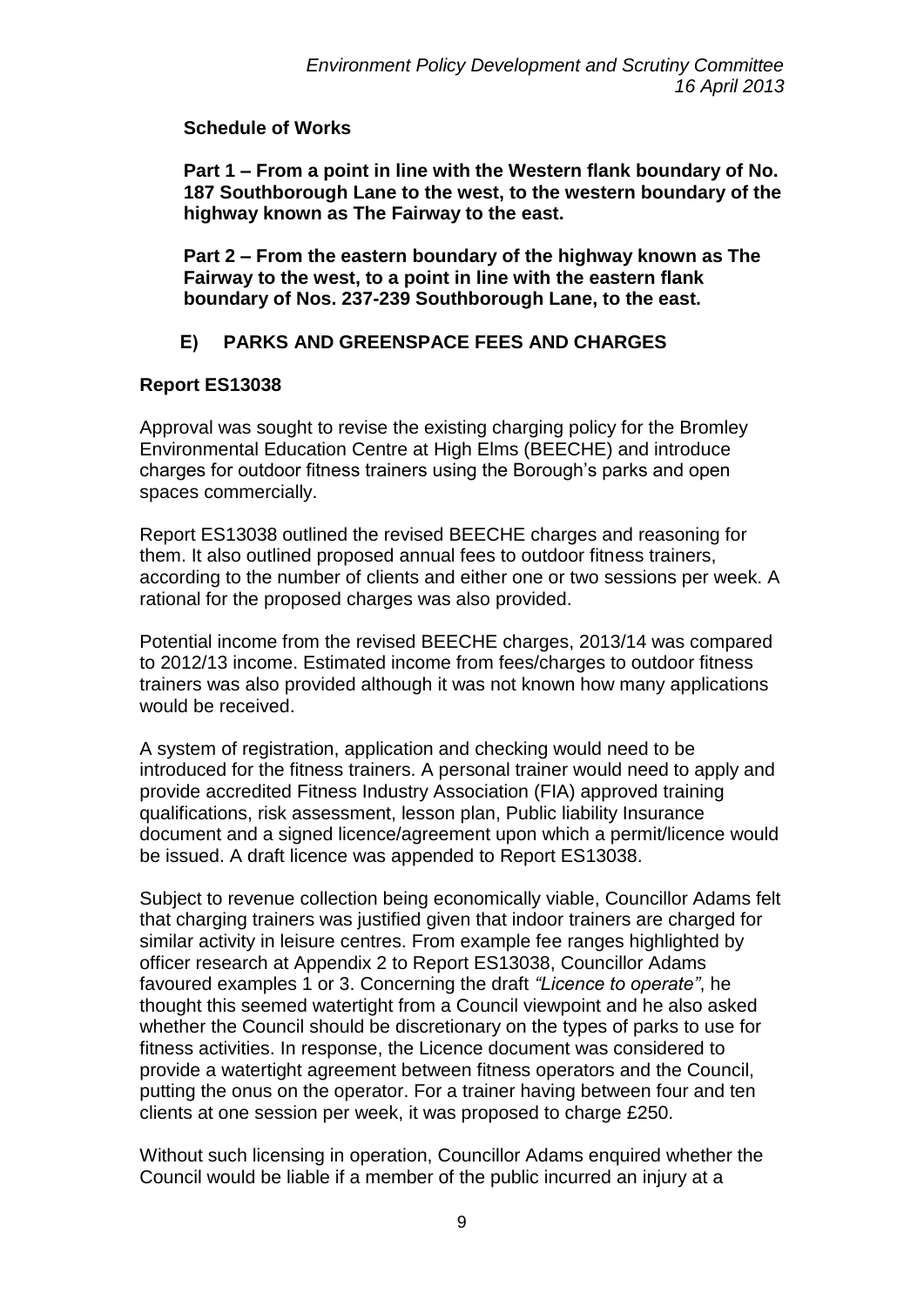**Schedule of Works**

**Part 1 – From a point in line with the Western flank boundary of No. 187 Southborough Lane to the west, to the western boundary of the highway known as The Fairway to the east.**

**Part 2 – From the eastern boundary of the highway known as The Fairway to the west, to a point in line with the eastern flank boundary of Nos. 237-239 Southborough Lane, to the east.**

## E) PARKS AND GREENSPACE FEES AND CHARGES

**Report ES13038**

Approval was sought to revise the existing charging policy for the Bromley Environmental Education Centre at High Elms (BEECHE) and introduce charges for outdoor fitness trainers using the Borough's parks and open spaces commercially.

Report ES13038 outlined the revised BEECHE charges and reasoning for them. It also outlined proposed annual fees to outdoor fitness trainers, according to the number of clients and either one or two sessions per week. A rational for the proposed charges was also provided.

Potential income from the revised BEECHE charges, 2013/14 was compared to 2012/13 income. Estimated income from fees/charges to outdoor fitness trainers was also provided although it was not known how many applications would be received.

A system of registration, application and checking would need to be introduced for the fitness trainers. A personal trainer would need to apply and provide accredited Fitness Industry Association (FIA) approved training qualifications, risk assessment, lesson plan, Public liability Insurance document and a signed licence/agreement upon which a permit/licence would be issued. A draft licence was appended to Report ES13038.

Subject to revenue collection being economically viable, Councillor Adams felt that charging trainers was justified given that indoor trainers are charged for similar activity in leisure centres. From example fee ranges highlighted by officer research at Appendix 2 to Report ES13038, Councillor Adams favoured examples 1 or 3. Concerning the draft *"Licence to operate"*, he thought this seemed watertight from a Council viewpoint and he also asked whether the Council should be discretionary on the types of parks to use for fitness activities. In response, the Licence document was considered to provide a watertight agreement between fitness operators and the Council, putting the onus on the operator. For a trainer having between four and ten clients at one session per week, it was proposed to charge £250.

Without such licensing in operation, Councillor Adams enquired whether the Council would be liable if a member of the public incurred an injury at a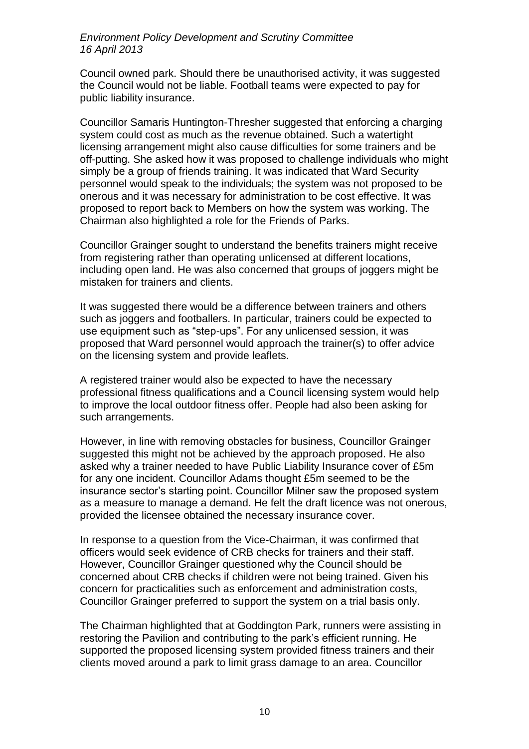Council owned park. Should there be unauthorised activity, it was suggested the Council would not be liable. Football teams were expected to pay for public liability insurance.

Councillor Samaris Huntington-Thresher suggested that enforcing a charging system could cost as much as the revenue obtained. Such a watertight licensing arrangement might also cause difficulties for some trainers and be off-putting. She asked how it was proposed to challenge individuals who might simply be a group of friends training. It was indicated that Ward Security personnel would speak to the individuals; the system was not proposed to be onerous and it was necessary for administration to be cost effective. It was proposed to report back to Members on how the system was working. The Chairman also highlighted a role for the Friends of Parks.

Councillor Grainger sought to understand the benefits trainers might receive from registering rather than operating unlicensed at different locations, including open land. He was also concerned that groups of joggers might be mistaken for trainers and clients.

It was suggested there would be a difference between trainers and others such as joggers and footballers. In particular, trainers could be expected to use equipment such as "step-ups". For any unlicensed session, it was proposed that Ward personnel would approach the trainer(s) to offer advice on the licensing system and provide leaflets.

A registered trainer would also be expected to have the necessary professional fitness qualifications and a Council licensing system would help to improve the local outdoor fitness offer. People had also been asking for such arrangements.

However, in line with removing obstacles for business, Councillor Grainger suggested this might not be achieved by the approach proposed. He also asked why a trainer needed to have Public Liability Insurance cover of £5m for any one incident. Councillor Adams thought £5m seemed to be the insurance sector's starting point. Councillor Milner saw the proposed system as a measure to manage a demand. He felt the draft licence was not onerous, provided the licensee obtained the necessary insurance cover.

In response to a question from the Vice-Chairman, it was confirmed that officers would seek evidence of CRB checks for trainers and their staff. However, Councillor Grainger questioned why the Council should be concerned about CRB checks if children were not being trained. Given his concern for practicalities such as enforcement and administration costs, Councillor Grainger preferred to support the system on a trial basis only.

The Chairman highlighted that at Goddington Park, runners were assisting in restoring the Pavilion and contributing to the park's efficient running. He supported the proposed licensing system provided fitness trainers and their clients moved around a park to limit grass damage to an area. Councillor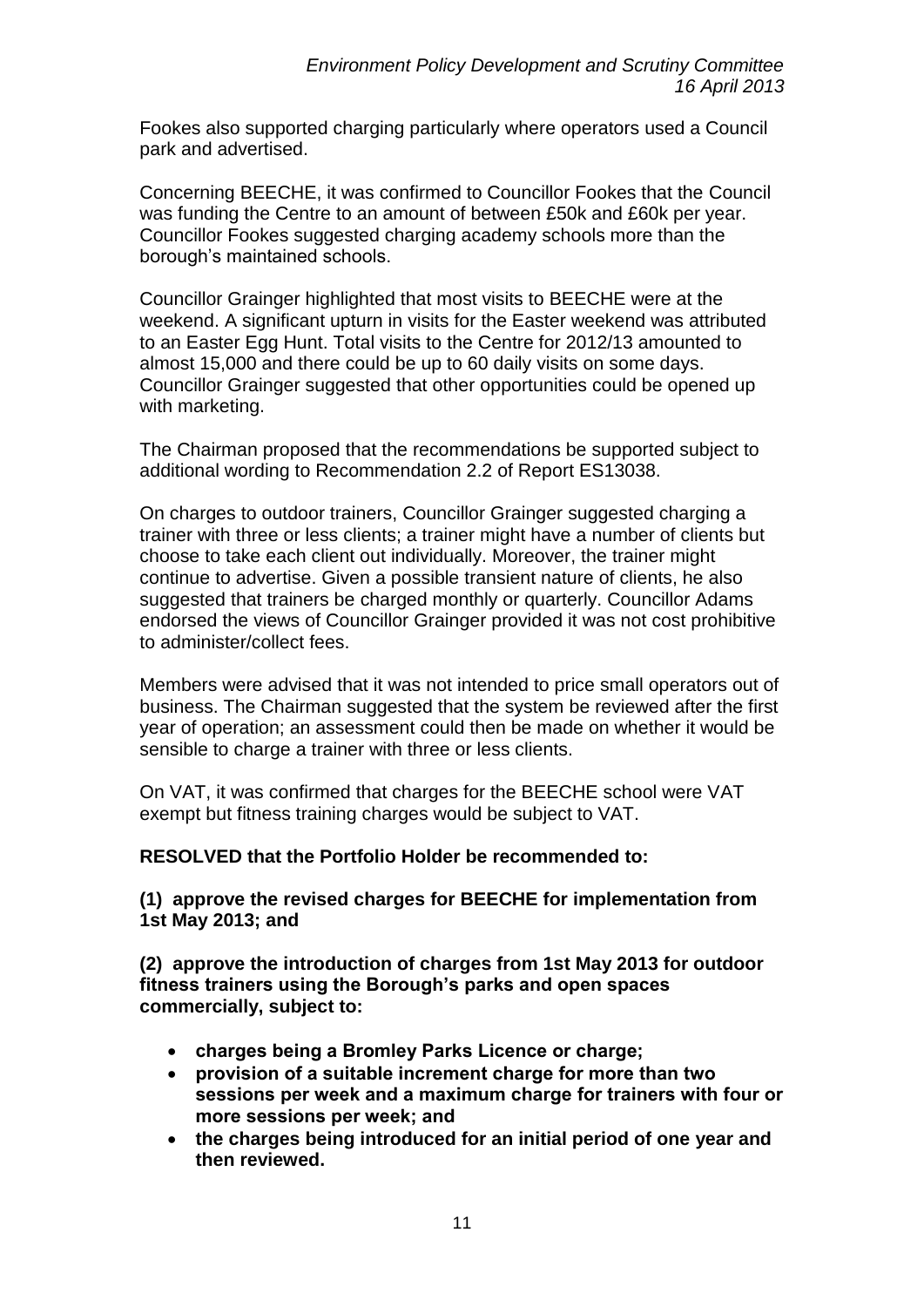Fookes also supported charging particularly where operators used a Council park and advertised.

Concerning BEECHE, it was confirmed to Councillor Fookes that the Council was funding the Centre to an amount of between £50k and £60k per year. Councillor Fookes suggested charging academy schools more than the borough's maintained schools.

Councillor Grainger highlighted that most visits to BEECHE were at the weekend. A significant upturn in visits for the Easter weekend was attributed to an Easter Egg Hunt. Total visits to the Centre for 2012/13 amounted to almost 15,000 and there could be up to 60 daily visits on some days. Councillor Grainger suggested that other opportunities could be opened up with marketing.

The Chairman proposed that the recommendations be supported subject to additional wording to Recommendation 2.2 of Report ES13038.

On charges to outdoor trainers, Councillor Grainger suggested charging a trainer with three or less clients; a trainer might have a number of clients but choose to take each client out individually. Moreover, the trainer might continue to advertise. Given a possible transient nature of clients, he also suggested that trainers be charged monthly or quarterly. Councillor Adams endorsed the views of Councillor Grainger provided it was not cost prohibitive to administer/collect fees.

Members were advised that it was not intended to price small operators out of business. The Chairman suggested that the system be reviewed after the first year of operation; an assessment could then be made on whether it would be sensible to charge a trainer with three or less clients.

On VAT, it was confirmed that charges for the BEECHE school were VAT exempt but fitness training charges would be subject to VAT.

**RESOLVED that the Portfolio Holder be recommended to:**

**(1) approve the revised charges for BEECHE for implementation from 1st May 2013; and**

**(2) approve the introduction of charges from 1st May 2013 for outdoor fitness trainers using the Borough's parks and open spaces commercially, subject to:**

- **charges being a Bromley Parks Licence or charge;**
- **provision of a suitable increment charge for more than two sessions per week and a maximum charge for trainers with four or more sessions per week; and**
- **the charges being introduced for an initial period of one year and then reviewed.**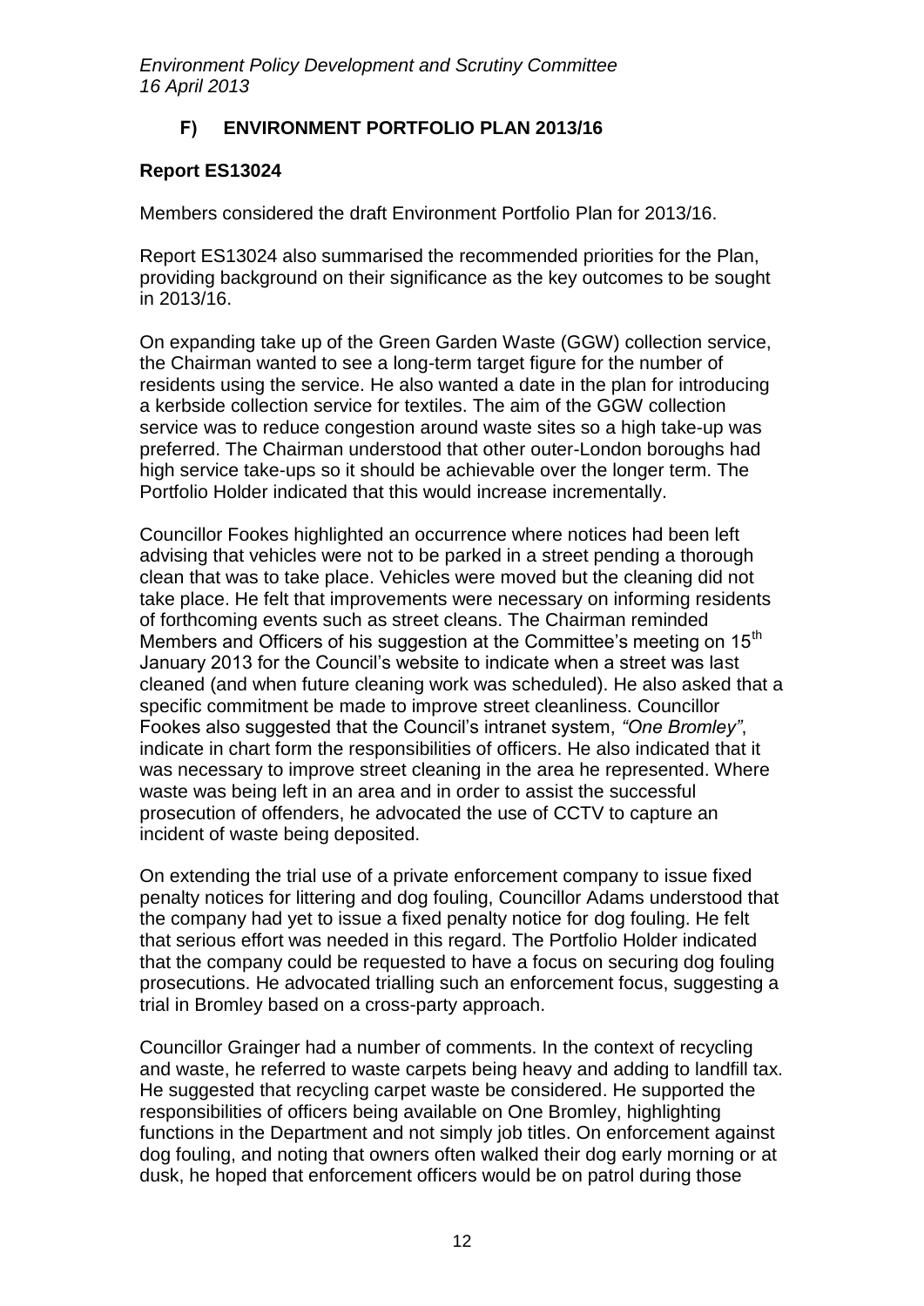## F) ENVIRONMENT PORTFOLIO PLAN 2013/16

### Report ES13024

Members considered the draft Environment Portfolio Plan for 2013/16.

Report ES13024 also summarised the recommended priorities for the Plan, providing background on their significance as the key outcomes to be sought in 2013/16.

On expanding take up of the Green Garden Waste (GGW) collection service, the Chairman wanted to see a long-term target figure for the number of residents using the service. He also wanted a date in the plan for introducing a kerbside collection service for textiles. The aim of the GGW collection service was to reduce congestion around waste sites so a high take-up was preferred. The Chairman understood that other outer-London boroughs had high service take-ups so it should be achievable over the longer term. The Portfolio Holder indicated that this would increase incrementally.

Councillor Fookes highlighted an occurrence where notices had been left advising that vehicles were not to be parked in a street pending a thorough clean that was to take place. Vehicles were moved but the cleaning did not take place. He felt that improvements were necessary on informing residents of forthcoming events such as street cleans. The Chairman reminded Members and Officers of his suggestion at the Committee's meeting on 15th January 2013 for the Council's website to indicate when a street was last cleaned (and when future cleaning work was scheduled). He also asked that a specific commitment be made to improve street cleanliness. Councillor Fookes also suggested that the Council's intranet system, *"One Bromley"*, indicate in chart form the responsibilities of officers. He also indicated that it was necessary to improve street cleaning in the area he represented. Where waste was being left in an area and in order to assist the successful prosecution of offenders, he advocated the use of CCTV to capture an incident of waste being deposited.

On extending the trial use of a private enforcement company to issue fixed penalty notices for littering and dog fouling, Councillor Adams understood that the company had yet to issue a fixed penalty notice for dog fouling. He felt that serious effort was needed in this regard. The Portfolio Holder indicated that the company could be requested to have a focus on securing dog fouling prosecutions. He advocated trialling such an enforcement focus, suggesting a trial in Bromley based on a cross-party approach.

Councillor Grainger had a number of comments. In the context of recycling and waste, he referred to waste carpets being heavy and adding to landfill tax. He suggested that recycling carpet waste be considered. He supported the responsibilities of officers being available on One Bromley, highlighting functions in the Department and not simply job titles. On enforcement against dog fouling, and noting that owners often walked their dog early morning or at dusk, he hoped that enforcement officers would be on patrol during those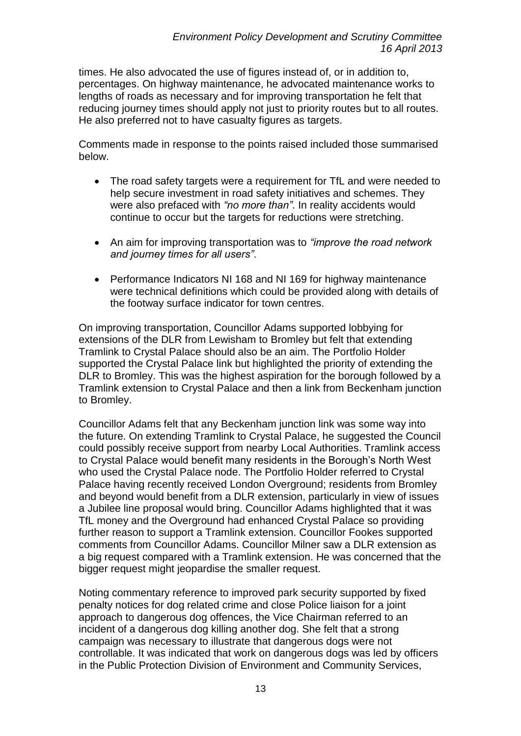times. He also advocated the use of figures instead of, or in addition to, percentages. On highway maintenance, he advocated maintenance works to lengths of roads as necessary and for improving transportation he felt that reducing journey times should apply not just to priority routes but to all routes. He also preferred not to have casualty figures as targets.

Comments made in response to the points raised included those summarised below.

- The road safety targets were a requirement for TfL and were needed to help secure investment in road safety initiatives and schemes. They were also prefaced with *"no more than"*. In reality accidents would continue to occur but the targets for reductions were stretching.

- An aim for improving transportation was to *"improve the road network and journey times for all users"*.

- Performance Indicators NI 168 and NI 169 for highway maintenance were technical definitions which could be provided along with details of the footway surface indicator for town centres.

On improving transportation, Councillor Adams supported lobbying for extensions of the DLR from Lewisham to Bromley but felt that extending Tramlink to Crystal Palace should also be an aim. The Portfolio Holder supported the Crystal Palace link but highlighted the priority of extending the DLR to Bromley. This was the highest aspiration for the borough followed by a Tramlink extension to Crystal Palace and then a link from Beckenham junction to Bromley.

Councillor Adams felt that any Beckenham junction link was some way into the future. On extending Tramlink to Crystal Palace, he suggested the Council could possibly receive support from nearby Local Authorities. Tramlink access to Crystal Palace would benefit many residents in the Borough's North West who used the Crystal Palace node. The Portfolio Holder referred to Crystal Palace having recently received London Overground; residents from Bromley and beyond would benefit from a DLR extension, particularly in view of issues a Jubilee line proposal would bring. Councillor Adams highlighted that it was TfL money and the Overground had enhanced Crystal Palace so providing further reason to support a Tramlink extension. Councillor Fookes supported comments from Councillor Adams. Councillor Milner saw a DLR extension as a big request compared with a Tramlink extension. He was concerned that the bigger request might jeopardise the smaller request.

Noting commentary reference to improved park security supported by fixed penalty notices for dog related crime and close Police liaison for a joint approach to dangerous dog offences, the Vice Chairman referred to an incident of a dangerous dog killing another dog. She felt that a strong campaign was necessary to illustrate that dangerous dogs were not controllable. It was indicated that work on dangerous dogs was led by officers in the Public Protection Division of Environment and Community Services,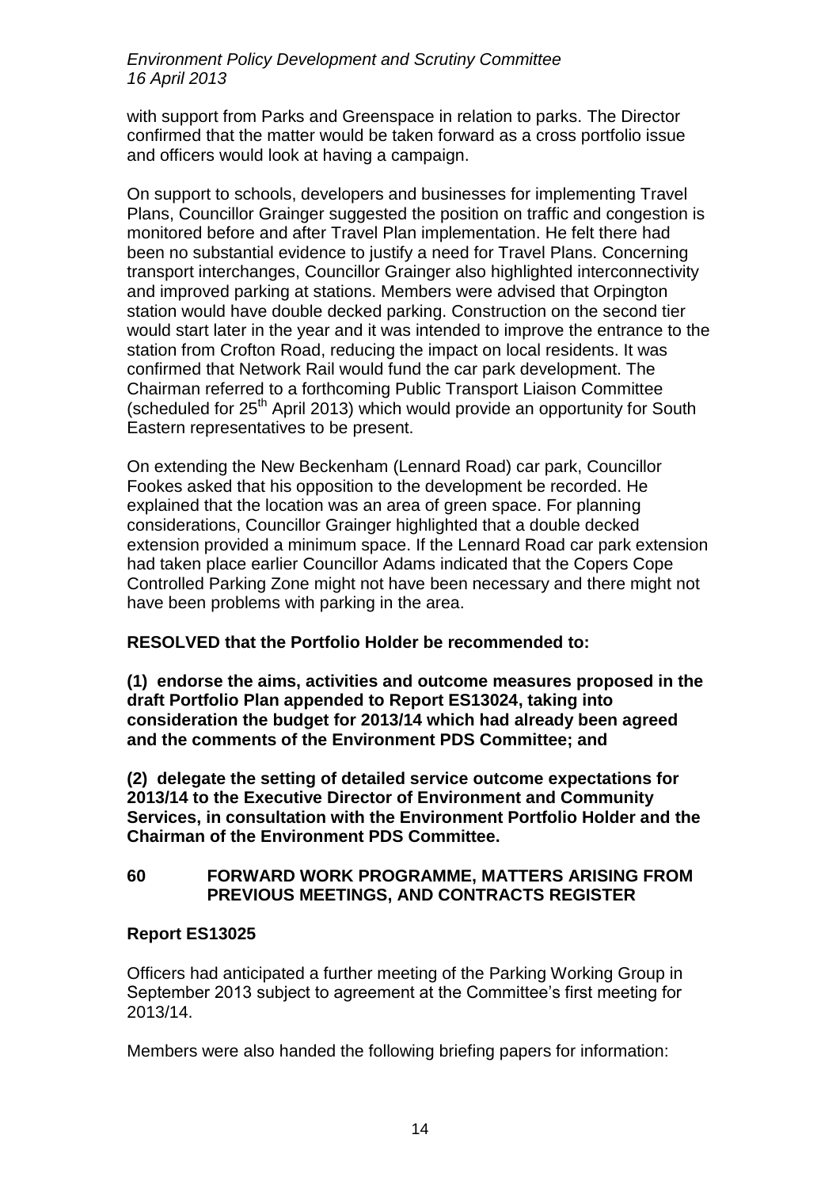with support from Parks and Greenspace in relation to parks. The Director confirmed that the matter would be taken forward as a cross portfolio issue and officers would look at having a campaign.

On support to schools, developers and businesses for implementing Travel Plans, Councillor Grainger suggested the position on traffic and congestion is monitored before and after Travel Plan implementation. He felt there had been no substantial evidence to justify a need for Travel Plans. Concerning transport interchanges, Councillor Grainger also highlighted interconnectivity and improved parking at stations. Members were advised that Orpington station would have double decked parking. Construction on the second tier would start later in the year and it was intended to improve the entrance to the station from Crofton Road, reducing the impact on local residents. It was confirmed that Network Rail would fund the car park development. The Chairman referred to a forthcoming Public Transport Liaison Committee (scheduled for 25th April 2013) which would provide an opportunity for South Eastern representatives to be present.

On extending the New Beckenham (Lennard Road) car park, Councillor Fookes asked that his opposition to the development be recorded. He explained that the location was an area of green space. For planning considerations, Councillor Grainger highlighted that a double decked extension provided a minimum space. If the Lennard Road car park extension had taken place earlier Councillor Adams indicated that the Copers Cope Controlled Parking Zone might not have been necessary and there might not have been problems with parking in the area.

**RESOLVED that the Portfolio Holder be recommended to:**

**(1) endorse the aims, activities and outcome measures proposed in the draft Portfolio Plan appended to Report ES13024, taking into consideration the budget for 2013/14 which had already been agreed and the comments of the Environment PDS Committee; and**

**(2) delegate the setting of detailed service outcome expectations for 2013/14 to the Executive Director of Environment and Community Services, in consultation with the Environment Portfolio Holder and the Chairman of the Environment PDS Committee.**

## 60 FORWARD WORK PROGRAMME, MATTERS ARISING FROM PREVIOUS MEETINGS, AND CONTRACTS REGISTER

**Report ES13025**

Officers had anticipated a further meeting of the Parking Working Group in September 2013 subject to agreement at the Committee's first meeting for 2013/14.

Members were also handed the following briefing papers for information: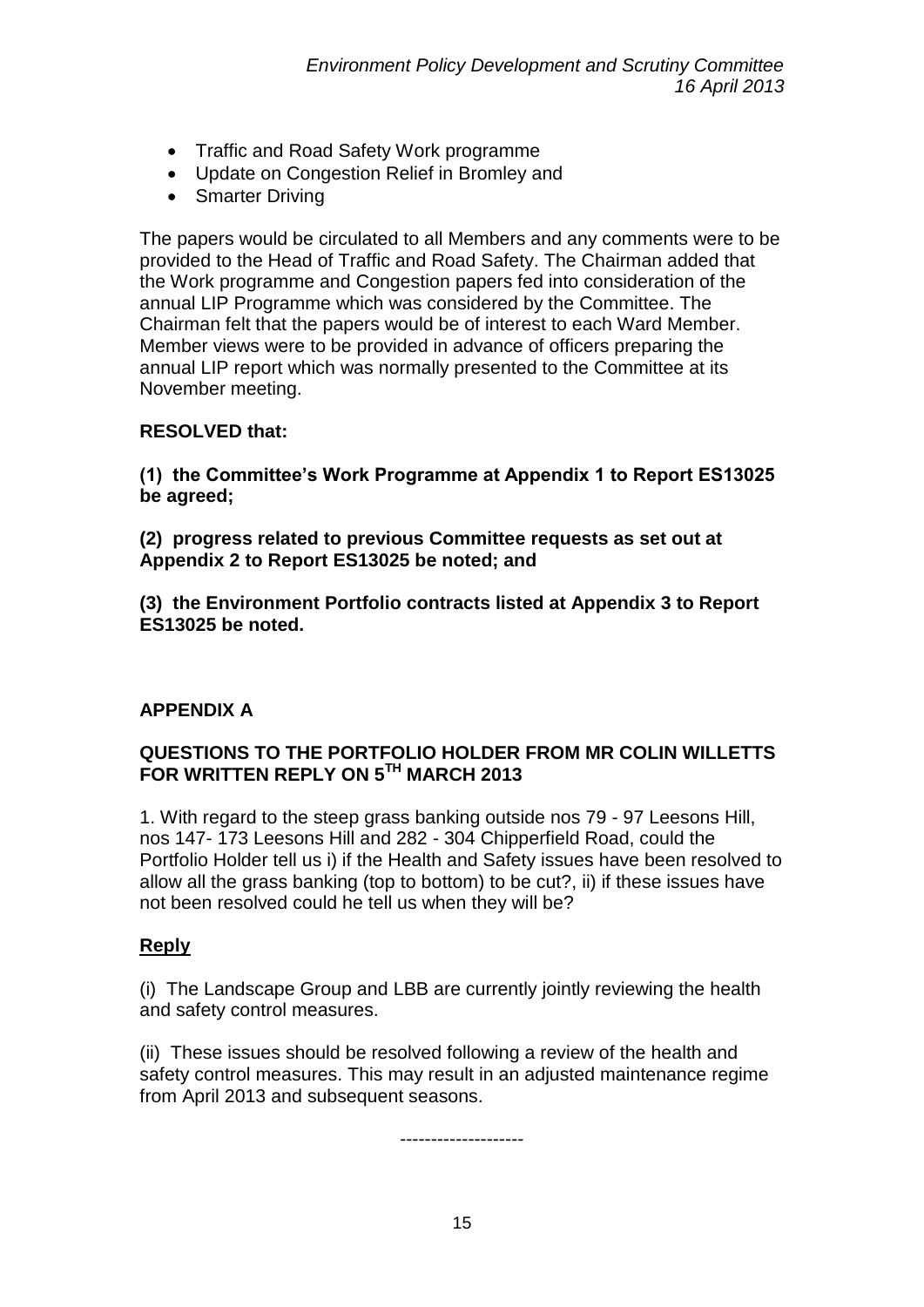- Traffic and Road Safety Work programme
- Update on Congestion Relief in Bromley and
- Smarter Driving

The papers would be circulated to all Members and any comments were to be provided to the Head of Traffic and Road Safety. The Chairman added that the Work programme and Congestion papers fed into consideration of the annual LIP Programme which was considered by the Committee. The Chairman felt that the papers would be of interest to each Ward Member. Member views were to be provided in advance of officers preparing the annual LIP report which was normally presented to the Committee at its November meeting.

**RESOLVED that:**

**(1) the Committee's Work Programme at Appendix 1 to Report ES13025 be agreed;**

**(2) progress related to previous Committee requests as set out at Appendix 2 to Report ES13025 be noted; and**

**(3) the Environment Portfolio contracts listed at Appendix 3 to Report ES13025 be noted.**

## APPENDIX A

### QUESTIONS TO THE PORTFOLIO HOLDER FROM MR COLIN WILLETTS FOR WRITTEN REPLY ON 5TH MARCH 2013

1. With regard to the steep grass banking outside nos 79 - 97 Leesons Hill, nos 147- 173 Leesons Hill and 282 - 304 Chipperfield Road, could the Portfolio Holder tell us i) if the Health and Safety issues have been resolved to allow all the grass banking (top to bottom) to be cut?, ii) if these issues have not been resolved could he tell us when they will be?

**Reply**

(i) The Landscape Group and LBB are currently jointly reviewing the health and safety control measures.

(ii) These issues should be resolved following a review of the health and safety control measures. This may result in an adjusted maintenance regime from April 2013 and subsequent seasons.

--------------------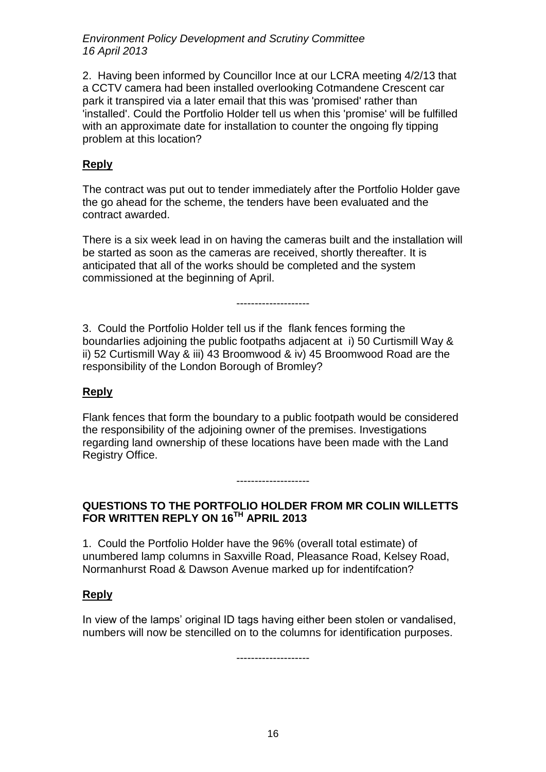2. Having been informed by Councillor Ince at our LCRA meeting 4/2/13 that a CCTV camera had been installed overlooking Cotmandene Crescent car park it transpired via a later email that this was 'promised' rather than 'installed'. Could the Portfolio Holder tell us when this 'promise' will be fulfilled with an approximate date for installation to counter the ongoing fly tipping problem at this location?

**Reply**

The contract was put out to tender immediately after the Portfolio Holder gave the go ahead for the scheme, the tenders have been evaluated and the contract awarded.

There is a six week lead in on having the cameras built and the installation will be started as soon as the cameras are received, shortly thereafter. It is anticipated that all of the works should be completed and the system commissioned at the beginning of April.

--------------------

3. Could the Portfolio Holder tell us if the flank fences forming the boundarIies adjoining the public footpaths adjacent at i) 50 Curtismill Way & ii) 52 Curtismill Way & iii) 43 Broomwood & iv) 45 Broomwood Road are the responsibility of the London Borough of Bromley?

**Reply**

Flank fences that form the boundary to a public footpath would be considered the responsibility of the adjoining owner of the premises. Investigations regarding land ownership of these locations have been made with the Land Registry Office.

--------------------

**QUESTIONS TO THE PORTFOLIO HOLDER FROM MR COLIN WILLETTS FOR WRITTEN REPLY ON 16TH APRIL 2013**

1. Could the Portfolio Holder have the 96% (overall total estimate) of unumbered lamp columns in Saxville Road, Pleasance Road, Kelsey Road, Normanhurst Road & Dawson Avenue marked up for indentifcation?

**Reply**

In view of the lamps' original ID tags having either been stolen or vandalised, numbers will now be stencilled on to the columns for identification purposes.

--------------------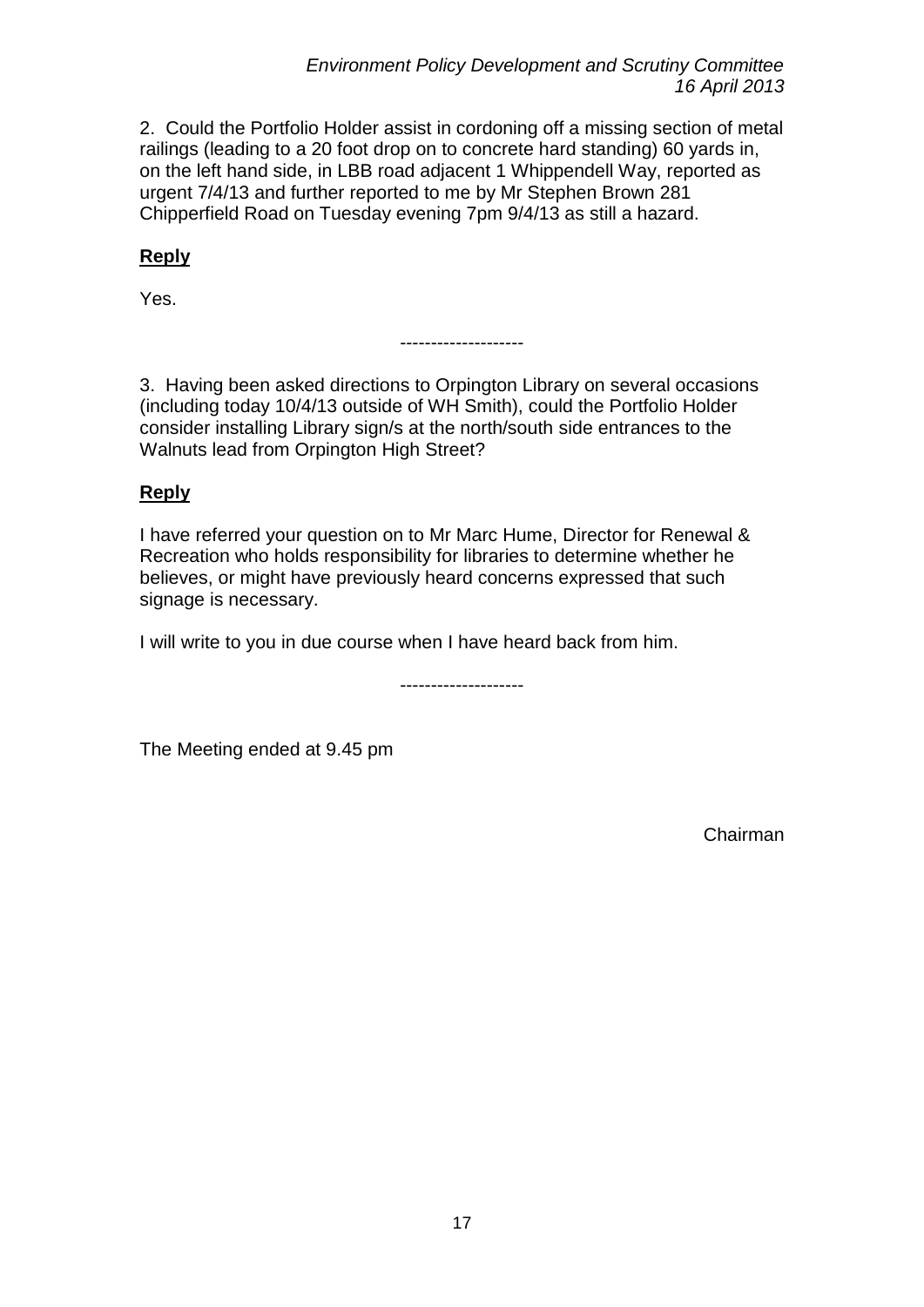2. Could the Portfolio Holder assist in cordoning off a missing section of metal railings (leading to a 20 foot drop on to concrete hard standing) 60 yards in, on the left hand side, in LBB road adjacent 1 Whippendell Way, reported as urgent 7/4/13 and further reported to me by Mr Stephen Brown 281 Chipperfield Road on Tuesday evening 7pm 9/4/13 as still a hazard.

**Reply**

Yes.

--------------------

3. Having been asked directions to Orpington Library on several occasions (including today 10/4/13 outside of WH Smith), could the Portfolio Holder consider installing Library sign/s at the north/south side entrances to the Walnuts lead from Orpington High Street?

**Reply**

I have referred your question on to Mr Marc Hume, Director for Renewal & Recreation who holds responsibility for libraries to determine whether he believes, or might have previously heard concerns expressed that such signage is necessary.

I will write to you in due course when I have heard back from him.

--------------------

The Meeting ended at 9.45 pm

Chairman